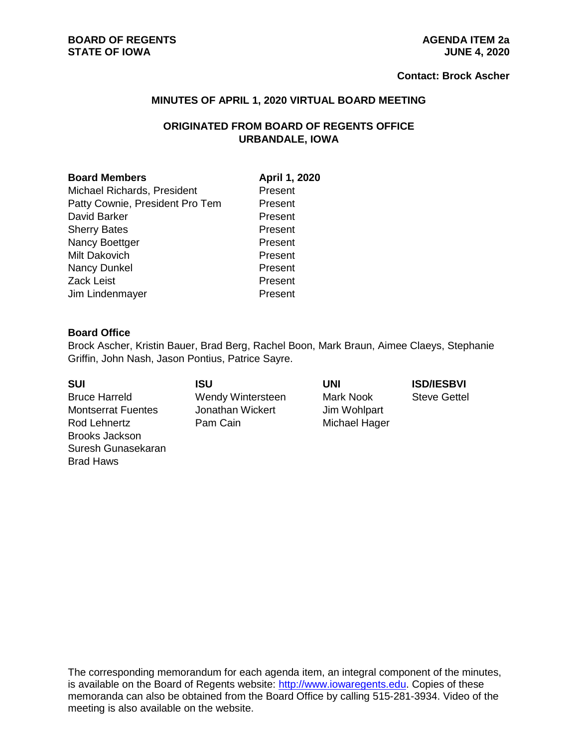**BOARD OF REGENTS**
**STATE OF IOWA**

**AGENDA ITEM 2a**
**JUNE 4, 2020**

**Contact: Brock Ascher**

## MINUTES OF APRIL 1, 2020 VIRTUAL BOARD MEETING

### ORIGINATED FROM BOARD OF REGENTS OFFICE
### URBANDALE, IOWA

| Board Members | April 1, 2020 |
|---|---|
| Michael Richards, President | Present |
| Patty Cownie, President Pro Tem | Present |
| David Barker | Present |
| Sherry Bates | Present |
| Nancy Boettger | Present |
| Milt Dakovich | Present |
| Nancy Dunkel | Present |
| Zack Leist | Present |
| Jim Lindenmayer | Present |

**Board Office**
Brock Ascher, Kristin Bauer, Brad Berg, Rachel Boon, Mark Braun, Aimee Claeys, Stephanie Griffin, John Nash, Jason Pontius, Patrice Sayre.

| SUI | ISU | UNI | ISD/IESBVI |
|---|---|---|---|
| Bruce Harreld | Wendy Wintersteen | Mark Nook | Steve Gettel |
| Montserrat Fuentes | Jonathan Wickert | Jim Wohlpart | |
| Rod Lehnertz | Pam Cain | Michael Hager | |
| Brooks Jackson | | | |
| Suresh Gunasekaran | | | |
| Brad Haws | | | |

The corresponding memorandum for each agenda item, an integral component of the minutes, is available on the Board of Regents website: http://www.iowaregents.edu. Copies of these memoranda can also be obtained from the Board Office by calling 515-281-3934. Video of the meeting is also available on the website.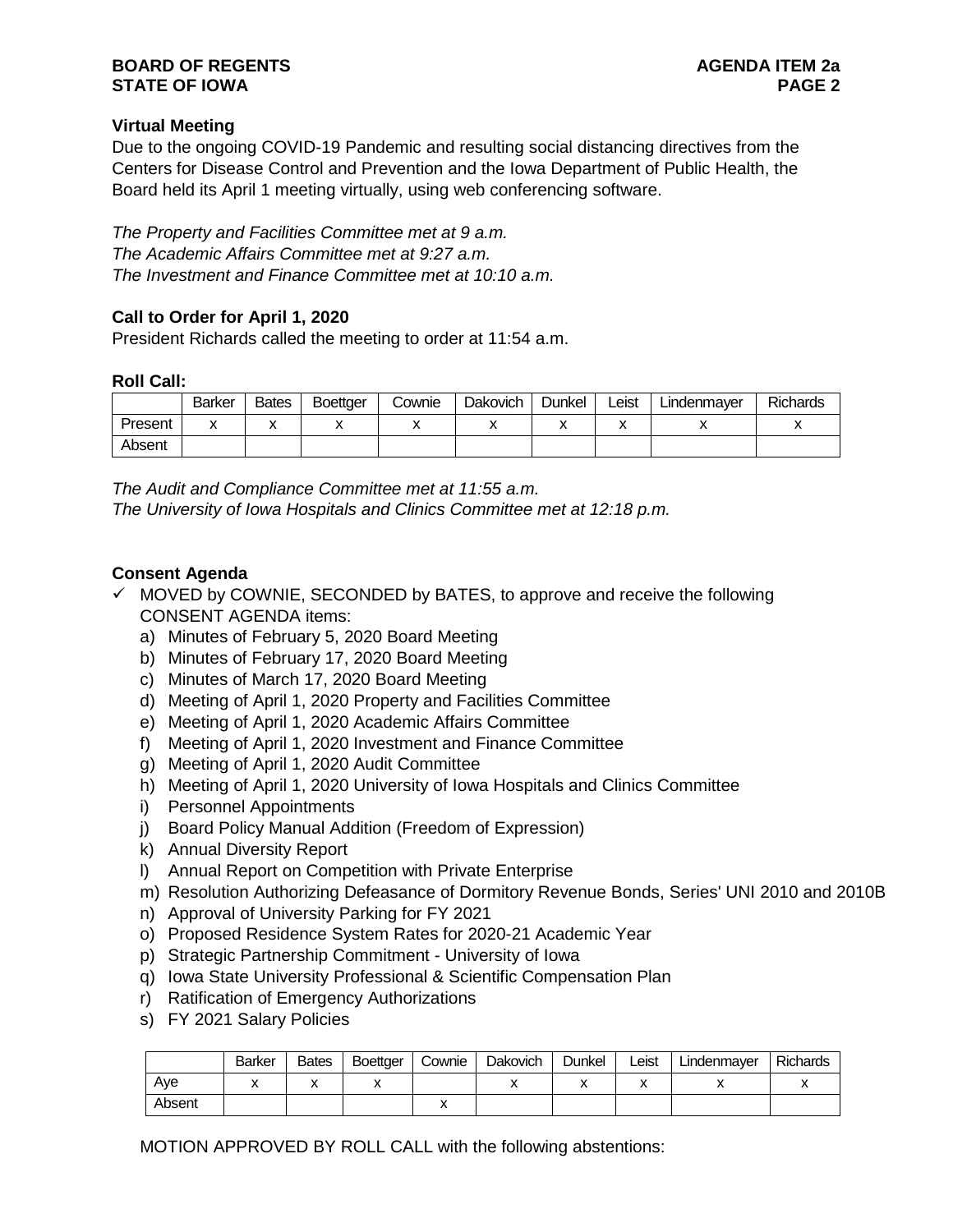### Virtual Meeting

Due to the ongoing COVID-19 Pandemic and resulting social distancing directives from the Centers for Disease Control and Prevention and the Iowa Department of Public Health, the Board held its April 1 meeting virtually, using web conferencing software.

*The Property and Facilities Committee met at 9 a.m.*
*The Academic Affairs Committee met at 9:27 a.m.*
*The Investment and Finance Committee met at 10:10 a.m.*

### Call to Order for April 1, 2020

President Richards called the meeting to order at 11:54 a.m.

**Roll Call:**

| | Barker | Bates | Boettger | Cownie | Dakovich | Dunkel | Leist | Lindenmayer | Richards |
|---|---|---|---|---|---|---|---|---|---|
| Present | x | x | x | x | x | x | x | x | x |
| Absent | | | | | | | | | |

*The Audit and Compliance Committee met at 11:55 a.m.*
*The University of Iowa Hospitals and Clinics Committee met at 12:18 p.m.*

### Consent Agenda

✓ MOVED by COWNIE, SECONDED by BATES, to approve and receive the following CONSENT AGENDA items:

a) Minutes of February 5, 2020 Board Meeting
b) Minutes of February 17, 2020 Board Meeting
c) Minutes of March 17, 2020 Board Meeting
d) Meeting of April 1, 2020 Property and Facilities Committee
e) Meeting of April 1, 2020 Academic Affairs Committee
f) Meeting of April 1, 2020 Investment and Finance Committee
g) Meeting of April 1, 2020 Audit Committee
h) Meeting of April 1, 2020 University of Iowa Hospitals and Clinics Committee
i) Personnel Appointments
j) Board Policy Manual Addition (Freedom of Expression)
k) Annual Diversity Report
l) Annual Report on Competition with Private Enterprise
m) Resolution Authorizing Defeasance of Dormitory Revenue Bonds, Series' UNI 2010 and 2010B
n) Approval of University Parking for FY 2021
o) Proposed Residence System Rates for 2020-21 Academic Year
p) Strategic Partnership Commitment - University of Iowa
q) Iowa State University Professional & Scientific Compensation Plan
r) Ratification of Emergency Authorizations
s) FY 2021 Salary Policies

| | Barker | Bates | Boettger | Cownie | Dakovich | Dunkel | Leist | Lindenmayer | Richards |
|---|---|---|---|---|---|---|---|---|---|
| Aye | x | x | x | | x | x | x | x | x |
| Absent | | | | x | | | | | |

MOTION APPROVED BY ROLL CALL with the following abstentions: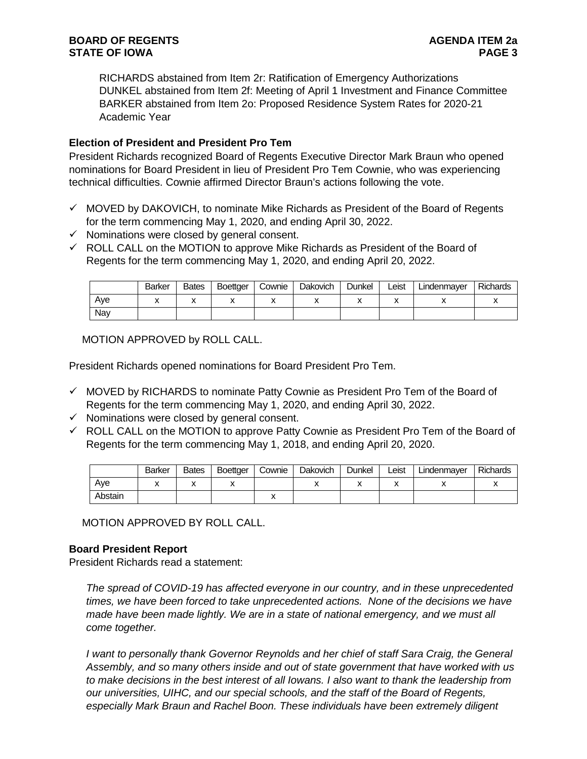RICHARDS abstained from Item 2r: Ratification of Emergency Authorizations
DUNKEL abstained from Item 2f: Meeting of April 1 Investment and Finance Committee
BARKER abstained from Item 2o: Proposed Residence System Rates for 2020-21 Academic Year

**Election of President and President Pro Tem**
President Richards recognized Board of Regents Executive Director Mark Braun who opened nominations for Board President in lieu of President Pro Tem Cownie, who was experiencing technical difficulties. Cownie affirmed Director Braun's actions following the vote.

- ✓ MOVED by DAKOVICH, to nominate Mike Richards as President of the Board of Regents for the term commencing May 1, 2020, and ending April 30, 2022.
- ✓ Nominations were closed by general consent.
- ✓ ROLL CALL on the MOTION to approve Mike Richards as President of the Board of Regents for the term commencing May 1, 2020, and ending April 20, 2022.

| | Barker | Bates | Boettger | Cownie | Dakovich | Dunkel | Leist | Lindenmayer | Richards |
|---|---|---|---|---|---|---|---|---|---|
| Aye | x | x | x | x | x | x | x | x | x |
| Nay | | | | | | | | | |

MOTION APPROVED by ROLL CALL.

President Richards opened nominations for Board President Pro Tem.

- ✓ MOVED by RICHARDS to nominate Patty Cownie as President Pro Tem of the Board of Regents for the term commencing May 1, 2020, and ending April 30, 2022.
- ✓ Nominations were closed by general consent.
- ✓ ROLL CALL on the MOTION to approve Patty Cownie as President Pro Tem of the Board of Regents for the term commencing May 1, 2018, and ending April 20, 2020.

| | Barker | Bates | Boettger | Cownie | Dakovich | Dunkel | Leist | Lindenmayer | Richards |
|---|---|---|---|---|---|---|---|---|---|
| Aye | x | x | x | | x | x | x | x | x |
| Abstain | | | | x | | | | | |

MOTION APPROVED BY ROLL CALL.

**Board President Report**
President Richards read a statement:

*The spread of COVID-19 has affected everyone in our country, and in these unprecedented times, we have been forced to take unprecedented actions. None of the decisions we have made have been made lightly. We are in a state of national emergency, and we must all come together.*

*I want to personally thank Governor Reynolds and her chief of staff Sara Craig, the General Assembly, and so many others inside and out of state government that have worked with us to make decisions in the best interest of all Iowans. I also want to thank the leadership from our universities, UIHC, and our special schools, and the staff of the Board of Regents, especially Mark Braun and Rachel Boon. These individuals have been extremely diligent*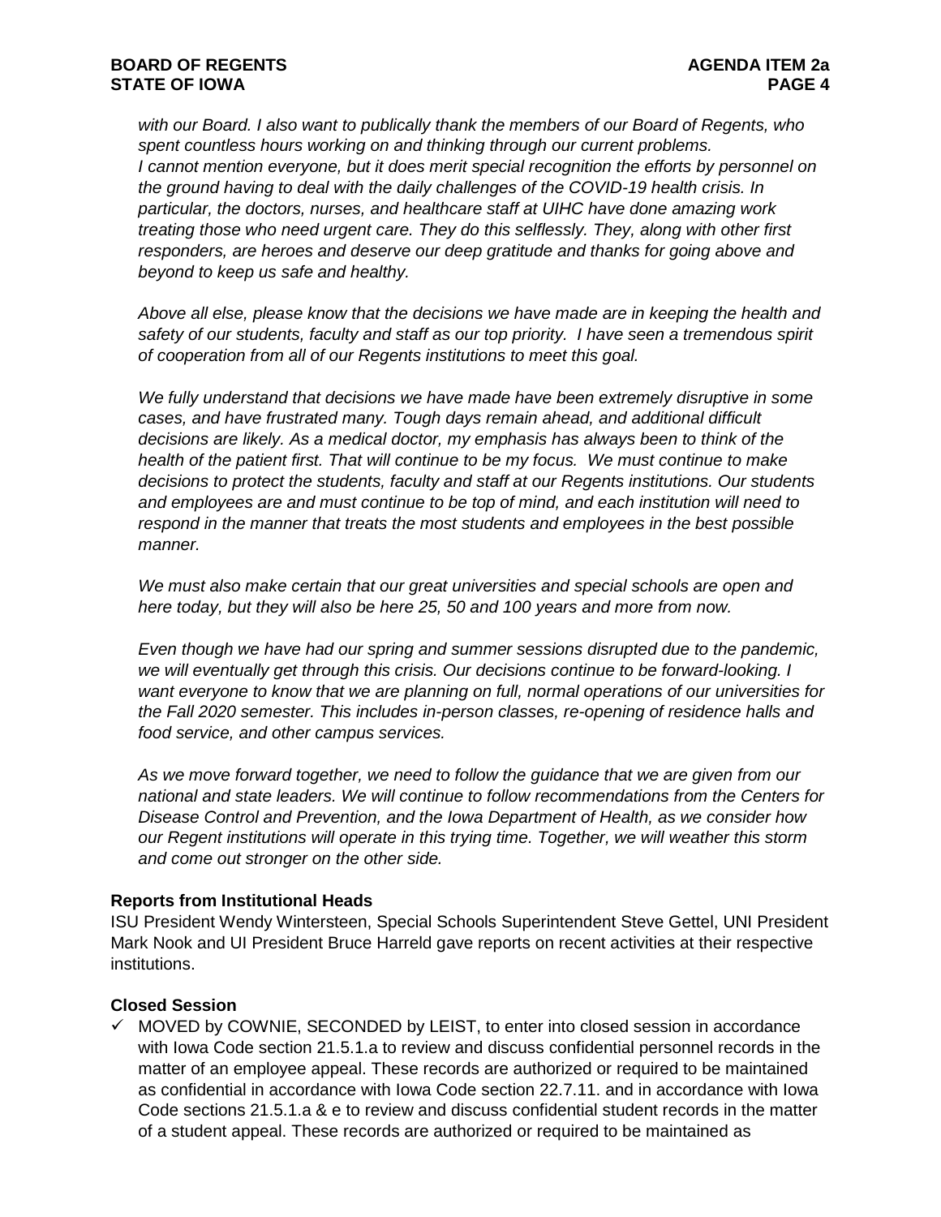*with our Board. I also want to publically thank the members of our Board of Regents, who spent countless hours working on and thinking through our current problems.*
*I cannot mention everyone, but it does merit special recognition the efforts by personnel on the ground having to deal with the daily challenges of the COVID-19 health crisis. In particular, the doctors, nurses, and healthcare staff at UIHC have done amazing work treating those who need urgent care. They do this selflessly. They, along with other first responders, are heroes and deserve our deep gratitude and thanks for going above and beyond to keep us safe and healthy.*

*Above all else, please know that the decisions we have made are in keeping the health and safety of our students, faculty and staff as our top priority. I have seen a tremendous spirit of cooperation from all of our Regents institutions to meet this goal.*

*We fully understand that decisions we have made have been extremely disruptive in some cases, and have frustrated many. Tough days remain ahead, and additional difficult decisions are likely. As a medical doctor, my emphasis has always been to think of the health of the patient first. That will continue to be my focus. We must continue to make decisions to protect the students, faculty and staff at our Regents institutions. Our students and employees are and must continue to be top of mind, and each institution will need to respond in the manner that treats the most students and employees in the best possible manner.*

*We must also make certain that our great universities and special schools are open and here today, but they will also be here 25, 50 and 100 years and more from now.*

*Even though we have had our spring and summer sessions disrupted due to the pandemic, we will eventually get through this crisis. Our decisions continue to be forward-looking. I want everyone to know that we are planning on full, normal operations of our universities for the Fall 2020 semester. This includes in-person classes, re-opening of residence halls and food service, and other campus services.*

*As we move forward together, we need to follow the guidance that we are given from our national and state leaders. We will continue to follow recommendations from the Centers for Disease Control and Prevention, and the Iowa Department of Health, as we consider how our Regent institutions will operate in this trying time. Together, we will weather this storm and come out stronger on the other side.*

**Reports from Institutional Heads**

ISU President Wendy Wintersteen, Special Schools Superintendent Steve Gettel, UNI President Mark Nook and UI President Bruce Harreld gave reports on recent activities at their respective institutions.

**Closed Session**

- ✓ MOVED by COWNIE, SECONDED by LEIST, to enter into closed session in accordance with Iowa Code section 21.5.1.a to review and discuss confidential personnel records in the matter of an employee appeal. These records are authorized or required to be maintained as confidential in accordance with Iowa Code section 22.7.11. and in accordance with Iowa Code sections 21.5.1.a & e to review and discuss confidential student records in the matter of a student appeal. These records are authorized or required to be maintained as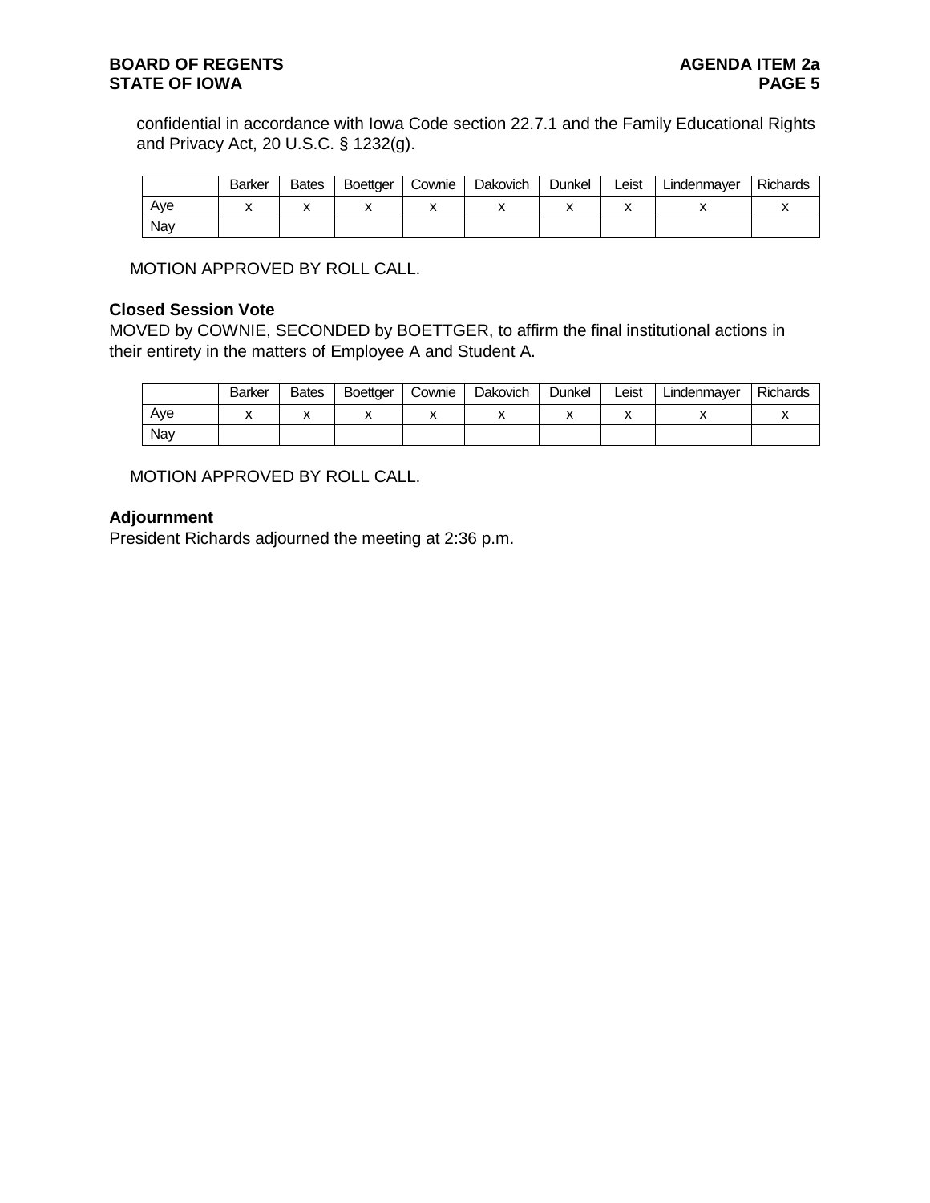confidential in accordance with Iowa Code section 22.7.1 and the Family Educational Rights and Privacy Act, 20 U.S.C. § 1232(g).

| | Barker | Bates | Boettger | Cownie | Dakovich | Dunkel | Leist | Lindenmayer | Richards |
|---|---|---|---|---|---|---|---|---|---|
| Aye | x | x | x | x | x | x | x | x | x |
| Nay | | | | | | | | | |

MOTION APPROVED BY ROLL CALL.

**Closed Session Vote**

MOVED by COWNIE, SECONDED by BOETTGER, to affirm the final institutional actions in their entirety in the matters of Employee A and Student A.

| | Barker | Bates | Boettger | Cownie | Dakovich | Dunkel | Leist | Lindenmayer | Richards |
|---|---|---|---|---|---|---|---|---|---|
| Aye | x | x | x | x | x | x | x | x | x |
| Nay | | | | | | | | | |

MOTION APPROVED BY ROLL CALL.

**Adjournment**

President Richards adjourned the meeting at 2:36 p.m.